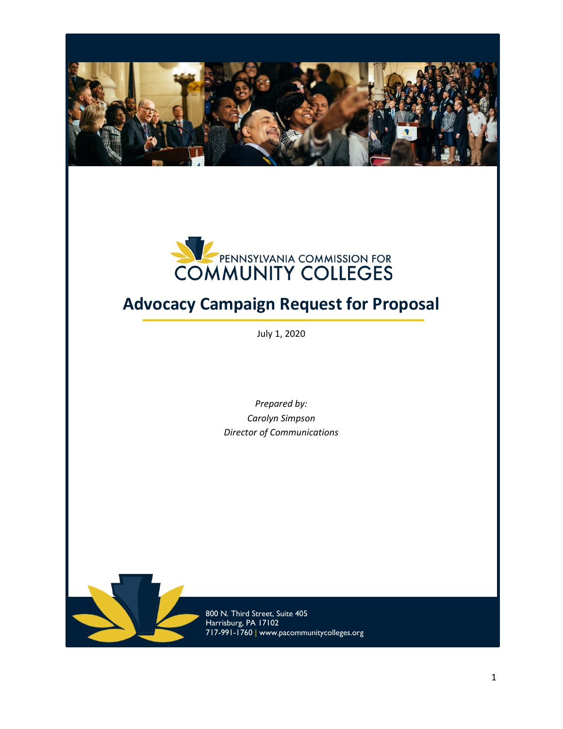PENNSYLVANIA COMMISSION FOR
COMMUNITY COLLEGES

# Advocacy Campaign Request for Proposal

July 1, 2020

*Prepared by:*
*Carolyn Simpson*
*Director of Communications*

800 N. Third Street, Suite 405
Harrisburg, PA 17102
717-991-1760 | www.pacommunitycolleges.org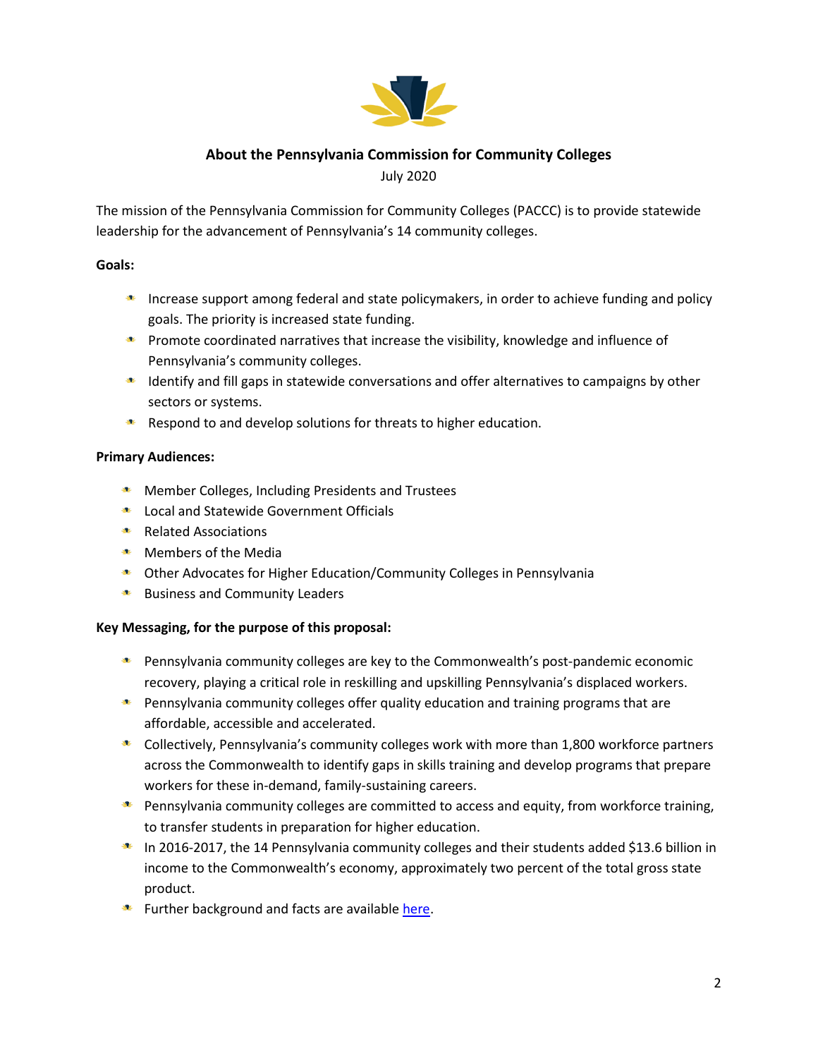## About the Pennsylvania Commission for Community Colleges

July 2020

The mission of the Pennsylvania Commission for Community Colleges (PACCC) is to provide statewide leadership for the advancement of Pennsylvania's 14 community colleges.

**Goals:**

- Increase support among federal and state policymakers, in order to achieve funding and policy goals. The priority is increased state funding.
- Promote coordinated narratives that increase the visibility, knowledge and influence of Pennsylvania's community colleges.
- Identify and fill gaps in statewide conversations and offer alternatives to campaigns by other sectors or systems.
- Respond to and develop solutions for threats to higher education.

**Primary Audiences:**

- Member Colleges, Including Presidents and Trustees
- Local and Statewide Government Officials
- Related Associations
- Members of the Media
- Other Advocates for Higher Education/Community Colleges in Pennsylvania
- Business and Community Leaders

**Key Messaging, for the purpose of this proposal:**

- Pennsylvania community colleges are key to the Commonwealth's post-pandemic economic recovery, playing a critical role in reskilling and upskilling Pennsylvania's displaced workers.
- Pennsylvania community colleges offer quality education and training programs that are affordable, accessible and accelerated.
- Collectively, Pennsylvania's community colleges work with more than 1,800 workforce partners across the Commonwealth to identify gaps in skills training and develop programs that prepare workers for these in-demand, family-sustaining careers.
- Pennsylvania community colleges are committed to access and equity, from workforce training, to transfer students in preparation for higher education.
- In 2016-2017, the 14 Pennsylvania community colleges and their students added $13.6 billion in income to the Commonwealth's economy, approximately two percent of the total gross state product.
- Further background and facts are available here.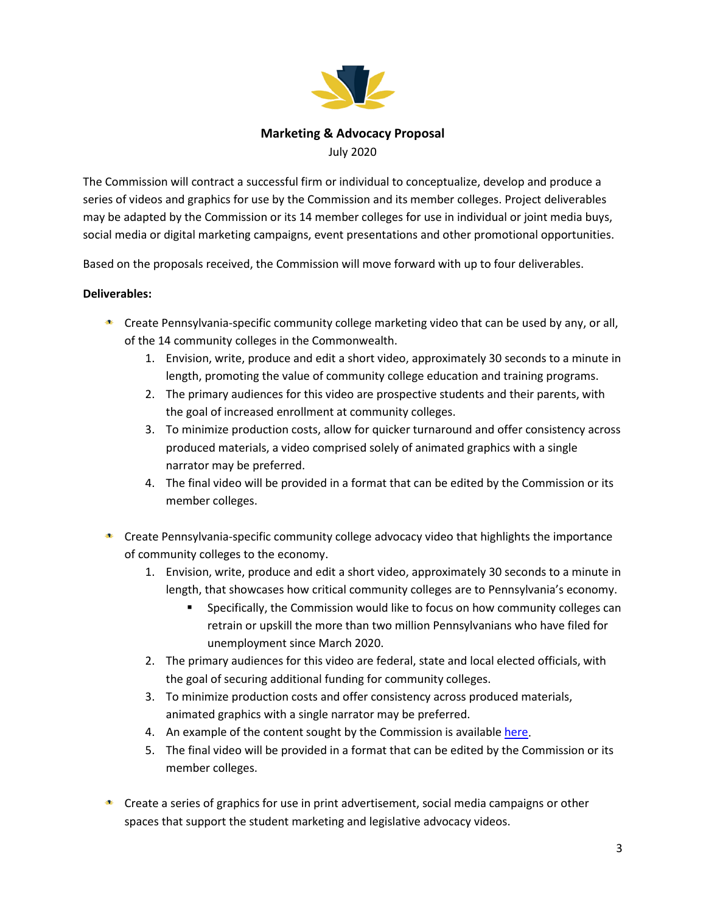**Marketing & Advocacy Proposal**

July 2020

The Commission will contract a successful firm or individual to conceptualize, develop and produce a series of videos and graphics for use by the Commission and its member colleges. Project deliverables may be adapted by the Commission or its 14 member colleges for use in individual or joint media buys, social media or digital marketing campaigns, event presentations and other promotional opportunities.

Based on the proposals received, the Commission will move forward with up to four deliverables.

**Deliverables:**

- Create Pennsylvania-specific community college marketing video that can be used by any, or all, of the 14 community colleges in the Commonwealth.
  1. Envision, write, produce and edit a short video, approximately 30 seconds to a minute in length, promoting the value of community college education and training programs.
  2. The primary audiences for this video are prospective students and their parents, with the goal of increased enrollment at community colleges.
  3. To minimize production costs, allow for quicker turnaround and offer consistency across produced materials, a video comprised solely of animated graphics with a single narrator may be preferred.
  4. The final video will be provided in a format that can be edited by the Commission or its member colleges.

- Create Pennsylvania-specific community college advocacy video that highlights the importance of community colleges to the economy.
  1. Envision, write, produce and edit a short video, approximately 30 seconds to a minute in length, that showcases how critical community colleges are to Pennsylvania's economy.
     - Specifically, the Commission would like to focus on how community colleges can retrain or upskill the more than two million Pennsylvanians who have filed for unemployment since March 2020.
  2. The primary audiences for this video are federal, state and local elected officials, with the goal of securing additional funding for community colleges.
  3. To minimize production costs and offer consistency across produced materials, animated graphics with a single narrator may be preferred.
  4. An example of the content sought by the Commission is available here.
  5. The final video will be provided in a format that can be edited by the Commission or its member colleges.

- Create a series of graphics for use in print advertisement, social media campaigns or other spaces that support the student marketing and legislative advocacy videos.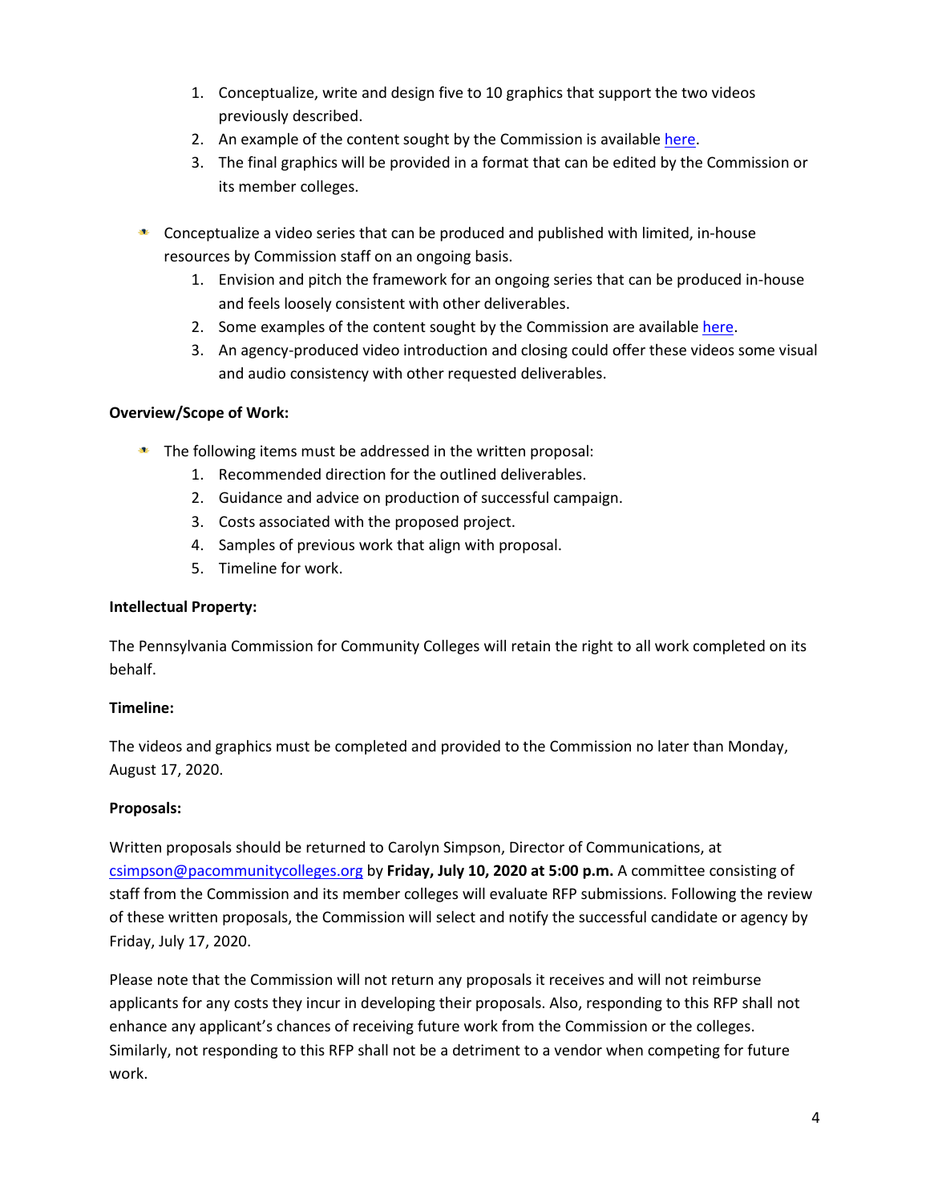1. Conceptualize, write and design five to 10 graphics that support the two videos previously described.
2. An example of the content sought by the Commission is available here.
3. The final graphics will be provided in a format that can be edited by the Commission or its member colleges.

- Conceptualize a video series that can be produced and published with limited, in-house resources by Commission staff on an ongoing basis.
    1. Envision and pitch the framework for an ongoing series that can be produced in-house and feels loosely consistent with other deliverables.
    2. Some examples of the content sought by the Commission are available here.
    3. An agency-produced video introduction and closing could offer these videos some visual and audio consistency with other requested deliverables.

**Overview/Scope of Work:**

- The following items must be addressed in the written proposal:
    1. Recommended direction for the outlined deliverables.
    2. Guidance and advice on production of successful campaign.
    3. Costs associated with the proposed project.
    4. Samples of previous work that align with proposal.
    5. Timeline for work.

**Intellectual Property:**

The Pennsylvania Commission for Community Colleges will retain the right to all work completed on its behalf.

**Timeline:**

The videos and graphics must be completed and provided to the Commission no later than Monday, August 17, 2020.

**Proposals:**

Written proposals should be returned to Carolyn Simpson, Director of Communications, at csimpson@pacommunitycolleges.org by **Friday, July 10, 2020 at 5:00 p.m.** A committee consisting of staff from the Commission and its member colleges will evaluate RFP submissions. Following the review of these written proposals, the Commission will select and notify the successful candidate or agency by Friday, July 17, 2020.

Please note that the Commission will not return any proposals it receives and will not reimburse applicants for any costs they incur in developing their proposals. Also, responding to this RFP shall not enhance any applicant's chances of receiving future work from the Commission or the colleges. Similarly, not responding to this RFP shall not be a detriment to a vendor when competing for future work.